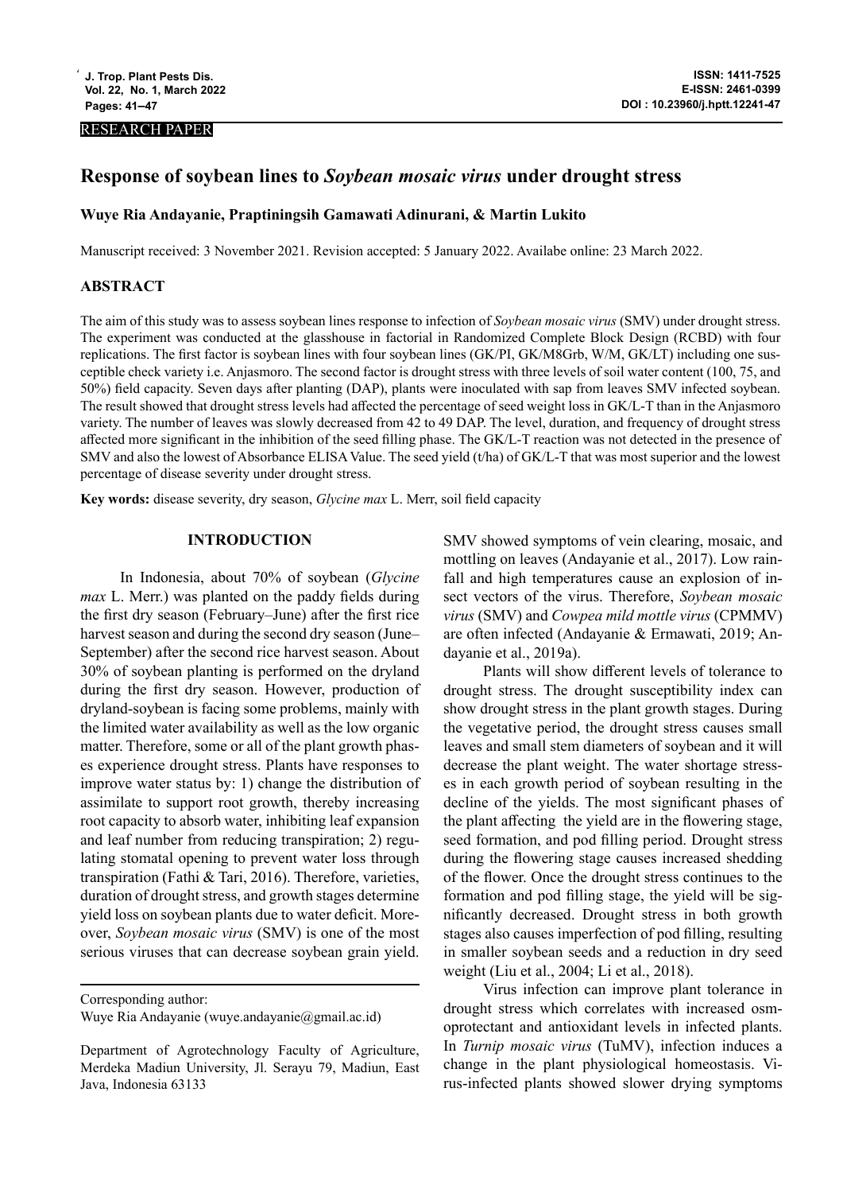RESEARCH PAPER

# Response of soybean lines to *Soybean mosaic virus* under drought stress

**Wuye Ria Andayanie, Praptiningsih Gamawati Adinurani, & Martin Lukito**

Manuscript received: 3 November 2021. Revision accepted: 5 January 2022. Availabe online: 23 March 2022.

## ABSTRACT

The aim of this study was to assess soybean lines response to infection of *Soybean mosaic virus* (SMV) under drought stress. The experiment was conducted at the glasshouse in factorial in Randomized Complete Block Design (RCBD) with four replications. The first factor is soybean lines with four soybean lines (GK/PI, GK/M8Grb, W/M, GK/LT) including one susceptible check variety i.e. Anjasmoro. The second factor is drought stress with three levels of soil water content (100, 75, and 50%) field capacity. Seven days after planting (DAP), plants were inoculated with sap from leaves SMV infected soybean. The result showed that drought stress levels had affected the percentage of seed weight loss in GK/L-T than in the Anjasmoro variety. The number of leaves was slowly decreased from 42 to 49 DAP. The level, duration, and frequency of drought stress affected more significant in the inhibition of the seed filling phase. The GK/L-T reaction was not detected in the presence of SMV and also the lowest of Absorbance ELISA Value. The seed yield (t/ha) of GK/L-T that was most superior and the lowest percentage of disease severity under drought stress.

**Key words:** disease severity, dry season, *Glycine max* L. Merr, soil field capacity

## INTRODUCTION

In Indonesia, about 70% of soybean (*Glycine max* L. Merr.) was planted on the paddy fields during the first dry season (February–June) after the first rice harvest season and during the second dry season (June–September) after the second rice harvest season. About 30% of soybean planting is performed on the dryland during the first dry season. However, production of dryland-soybean is facing some problems, mainly with the limited water availability as well as the low organic matter. Therefore, some or all of the plant growth phases experience drought stress. Plants have responses to improve water status by: 1) change the distribution of assimilate to support root growth, thereby increasing root capacity to absorb water, inhibiting leaf expansion and leaf number from reducing transpiration; 2) regulating stomatal opening to prevent water loss through transpiration (Fathi & Tari, 2016). Therefore, varieties, duration of drought stress, and growth stages determine yield loss on soybean plants due to water deficit. Moreover, *Soybean mosaic virus* (SMV) is one of the most serious viruses that can decrease soybean grain yield. SMV showed symptoms of vein clearing, mosaic, and mottling on leaves (Andayanie et al., 2017). Low rainfall and high temperatures cause an explosion of insect vectors of the virus. Therefore, *Soybean mosaic virus* (SMV) and *Cowpea mild mottle virus* (CPMMV) are often infected (Andayanie & Ermawati, 2019; Andayanie et al., 2019a).

Plants will show different levels of tolerance to drought stress. The drought susceptibility index can show drought stress in the plant growth stages. During the vegetative period, the drought stress causes small leaves and small stem diameters of soybean and it will decrease the plant weight. The water shortage stresses in each growth period of soybean resulting in the decline of the yields. The most significant phases of the plant affecting the yield are in the flowering stage, seed formation, and pod filling period. Drought stress during the flowering stage causes increased shedding of the flower. Once the drought stress continues to the formation and pod filling stage, the yield will be significantly decreased. Drought stress in both growth stages also causes imperfection of pod filling, resulting in smaller soybean seeds and a reduction in dry seed weight (Liu et al., 2004; Li et al., 2018).

Virus infection can improve plant tolerance in drought stress which correlates with increased osmoprotectant and antioxidant levels in infected plants. In *Turnip mosaic virus* (TuMV), infection induces a change in the plant physiological homeostasis. Virus-infected plants showed slower drying symptoms

Corresponding author:
Wuye Ria Andayanie (wuye.andayanie@gmail.ac.id)

Department of Agrotechnology Faculty of Agriculture, Merdeka Madiun University, Jl. Serayu 79, Madiun, East Java, Indonesia 63133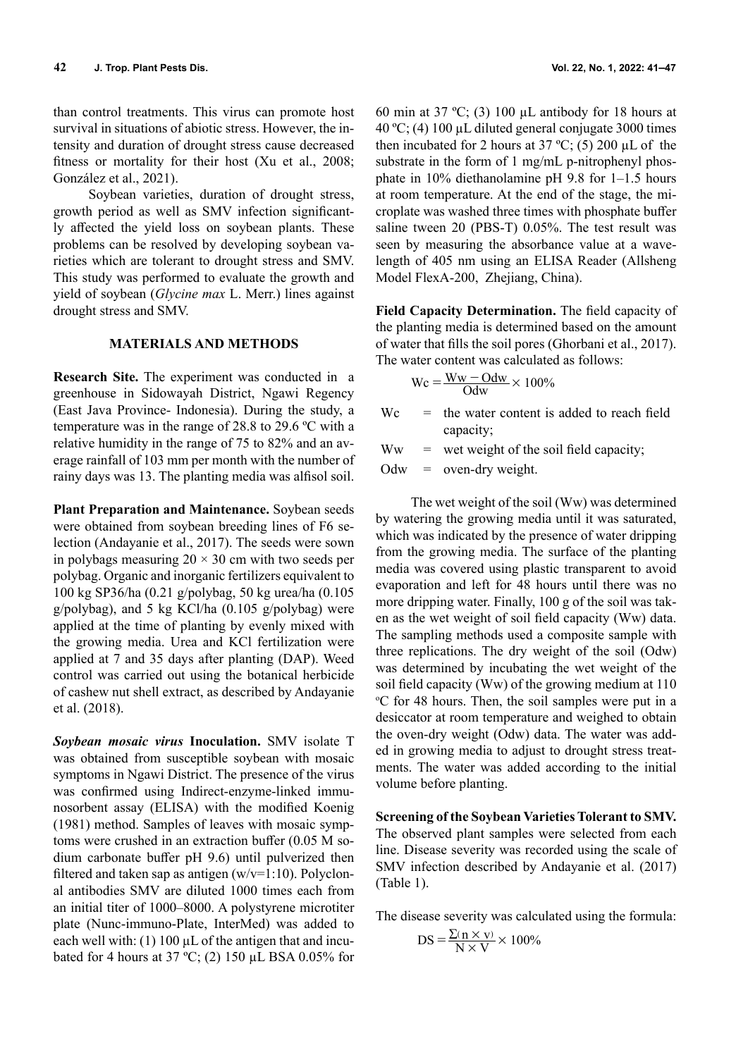than control treatments. This virus can promote host survival in situations of abiotic stress. However, the intensity and duration of drought stress cause decreased fitness or mortality for their host (Xu et al., 2008; González et al., 2021).

Soybean varieties, duration of drought stress, growth period as well as SMV infection significantly affected the yield loss on soybean plants. These problems can be resolved by developing soybean varieties which are tolerant to drought stress and SMV. This study was performed to evaluate the growth and yield of soybean (*Glycine max* L. Merr.) lines against drought stress and SMV.

## MATERIALS AND METHODS

**Research Site.** The experiment was conducted in a greenhouse in Sidowayah District, Ngawi Regency (East Java Province- Indonesia). During the study, a temperature was in the range of 28.8 to 29.6 ºC with a relative humidity in the range of 75 to 82% and an average rainfall of 103 mm per month with the number of rainy days was 13. The planting media was alfisol soil.

**Plant Preparation and Maintenance.** Soybean seeds were obtained from soybean breeding lines of F6 selection (Andayanie et al., 2017). The seeds were sown in polybags measuring $20 \times 30$ cm with two seeds per polybag. Organic and inorganic fertilizers equivalent to 100 kg SP36/ha (0.21 g/polybag, 50 kg urea/ha (0.105 g/polybag), and 5 kg KCl/ha (0.105 g/polybag) were applied at the time of planting by evenly mixed with the growing media. Urea and KCl fertilization were applied at 7 and 35 days after planting (DAP). Weed control was carried out using the botanical herbicide of cashew nut shell extract, as described by Andayanie et al. (2018).

***Soybean mosaic virus* Inoculation.** SMV isolate T was obtained from susceptible soybean with mosaic symptoms in Ngawi District. The presence of the virus was confirmed using Indirect-enzyme-linked immunosorbent assay (ELISA) with the modified Koenig (1981) method. Samples of leaves with mosaic symptoms were crushed in an extraction buffer (0.05 M sodium carbonate buffer pH 9.6) until pulverized then filtered and taken sap as antigen (w/v=1:10). Polyclonal antibodies SMV are diluted 1000 times each from an initial titer of 1000–8000. A polystyrene microtiter plate (Nunc-immuno-Plate, InterMed) was added to each well with: (1) 100 µL of the antigen that and incubated for 4 hours at 37 ºC; (2) 150 µL BSA 0.05% for 60 min at 37 ºC; (3) 100 µL antibody for 18 hours at 40 ºC; (4) 100 µL diluted general conjugate 3000 times then incubated for 2 hours at 37 ºC; (5) 200 µL of the substrate in the form of 1 mg/mL p-nitrophenyl phosphate in 10% diethanolamine pH 9.8 for 1–1.5 hours at room temperature. At the end of the stage, the microplate was washed three times with phosphate buffer saline tween 20 (PBS-T) 0.05%. The test result was seen by measuring the absorbance value at a wavelength of 405 nm using an ELISA Reader (Allsheng Model FlexA-200, Zhejiang, China).

**Field Capacity Determination.** The field capacity of the planting media is determined based on the amount of water that fills the soil pores (Ghorbani et al., 2017). The water content was calculated as follows:

$$Wc = \frac{Ww - Odw}{Odw} \times 100\%$$

Wc = the water content is added to reach field capacity;
Ww = wet weight of the soil field capacity;
Odw = oven-dry weight.

The wet weight of the soil (Ww) was determined by watering the growing media until it was saturated, which was indicated by the presence of water dripping from the growing media. The surface of the planting media was covered using plastic transparent to avoid evaporation and left for 48 hours until there was no more dripping water. Finally, 100 g of the soil was taken as the wet weight of soil field capacity (Ww) data. The sampling methods used a composite sample with three replications. The dry weight of the soil (Odw) was determined by incubating the wet weight of the soil field capacity (Ww) of the growing medium at 110 $^{o}$C for 48 hours. Then, the soil samples were put in a desiccator at room temperature and weighed to obtain the oven-dry weight (Odw) data. The water was added in growing media to adjust to drought stress treatments. The water was added according to the initial volume before planting.

**Screening of the Soybean Varieties Tolerant to SMV.** The observed plant samples were selected from each line. Disease severity was recorded using the scale of SMV infection described by Andayanie et al. (2017) (Table 1).

The disease severity was calculated using the formula:

$$DS = \frac{\Sigma(n \times v)}{N \times V} \times 100\%$$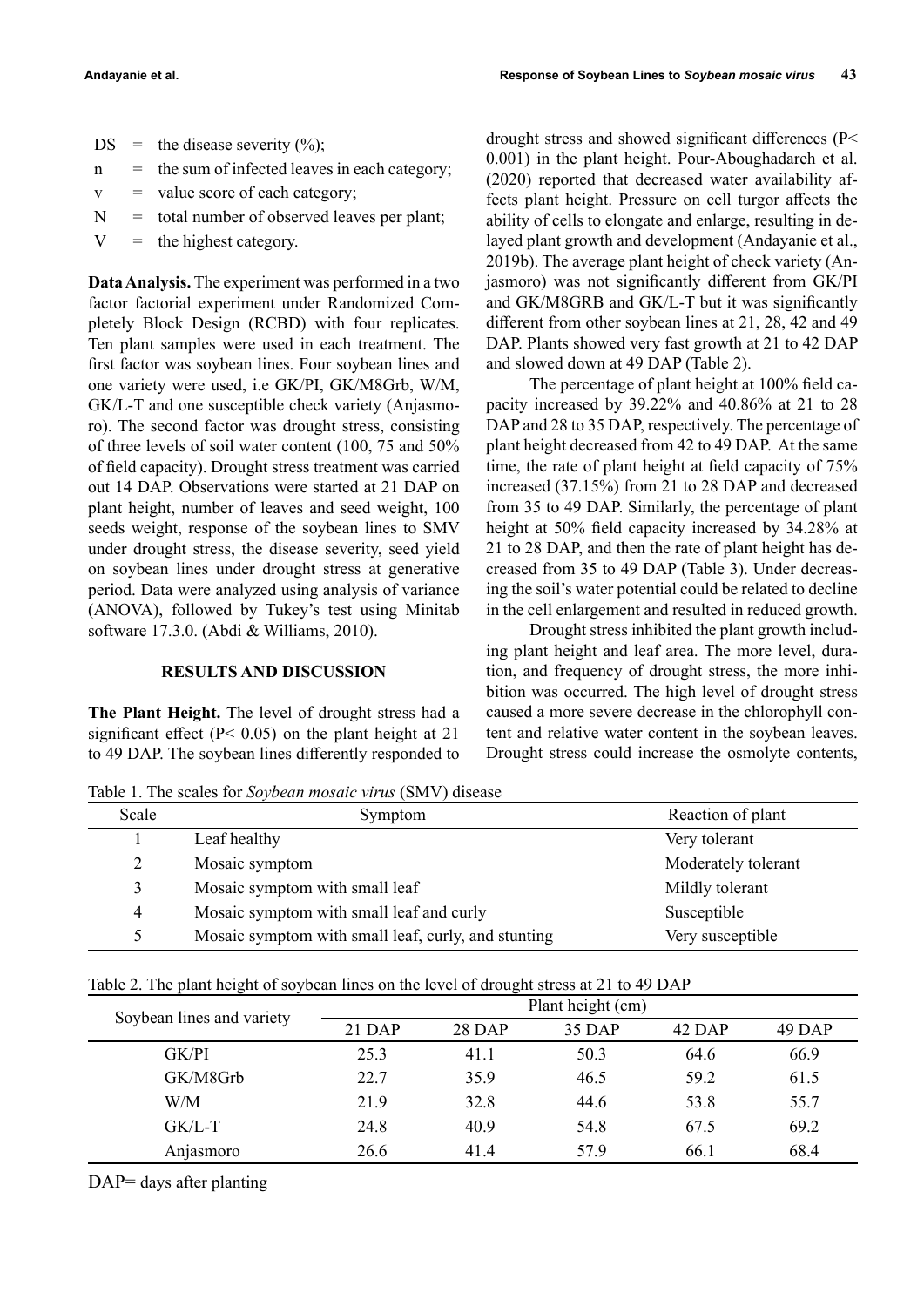DS = the disease severity (%);
n = the sum of infected leaves in each category;
v = value score of each category;
N = total number of observed leaves per plant;
V = the highest category.

**Data Analysis.** The experiment was performed in a two factor factorial experiment under Randomized Completely Block Design (RCBD) with four replicates. Ten plant samples were used in each treatment. The first factor was soybean lines. Four soybean lines and one variety were used, i.e GK/PI, GK/M8Grb, W/M, GK/L-T and one susceptible check variety (Anjasmoro). The second factor was drought stress, consisting of three levels of soil water content (100, 75 and 50% of field capacity). Drought stress treatment was carried out 14 DAP. Observations were started at 21 DAP on plant height, number of leaves and seed weight, 100 seeds weight, response of the soybean lines to SMV under drought stress, the disease severity, seed yield on soybean lines under drought stress at generative period. Data were analyzed using analysis of variance (ANOVA), followed by Tukey's test using Minitab software 17.3.0. (Abdi & Williams, 2010).

## RESULTS AND DISCUSSION

**The Plant Height.** The level of drought stress had a significant effect ($P < 0.05$) on the plant height at 21 to 49 DAP. The soybean lines differently responded to drought stress and showed significant differences ($P < 0.001$) in the plant height. Pour-Aboughadareh et al. (2020) reported that decreased water availability affects plant height. Pressure on cell turgor affects the ability of cells to elongate and enlarge, resulting in delayed plant growth and development (Andayanie et al., 2019b). The average plant height of check variety (Anjasmoro) was not significantly different from GK/PI and GK/M8GRB and GK/L-T but it was significantly different from other soybean lines at 21, 28, 42 and 49 DAP. Plants showed very fast growth at 21 to 42 DAP and slowed down at 49 DAP (Table 2).

The percentage of plant height at 100% field capacity increased by 39.22% and 40.86% at 21 to 28 DAP and 28 to 35 DAP, respectively. The percentage of plant height decreased from 42 to 49 DAP. At the same time, the rate of plant height at field capacity of 75% increased (37.15%) from 21 to 28 DAP and decreased from 35 to 49 DAP. Similarly, the percentage of plant height at 50% field capacity increased by 34.28% at 21 to 28 DAP, and then the rate of plant height has decreased from 35 to 49 DAP (Table 3). Under decreasing the soil's water potential could be related to decline in the cell enlargement and resulted in reduced growth.

Drought stress inhibited the plant growth including plant height and leaf area. The more level, duration, and frequency of drought stress, the more inhibition was occurred. The high level of drought stress caused a more severe decrease in the chlorophyll content and relative water content in the soybean leaves. Drought stress could increase the osmolyte contents,

Table 1. The scales for *Soybean mosaic virus* (SMV) disease

| Scale | Symptom | Reaction of plant |
|---|---|---|
| 1 | Leaf healthy | Very tolerant |
| 2 | Mosaic symptom | Moderately tolerant |
| 3 | Mosaic symptom with small leaf | Mildly tolerant |
| 4 | Mosaic symptom with small leaf and curly | Susceptible |
| 5 | Mosaic symptom with small leaf, curly, and stunting | Very susceptible |

Table 2. The plant height of soybean lines on the level of drought stress at 21 to 49 DAP

| Soybean lines and variety | Plant height (cm) | | | | |
|---|---|---|---|---|---|
| | 21 DAP | 28 DAP | 35 DAP | 42 DAP | 49 DAP |
| GK/PI | 25.3 | 41.1 | 50.3 | 64.6 | 66.9 |
| GK/M8Grb | 22.7 | 35.9 | 46.5 | 59.2 | 61.5 |
| W/M | 21.9 | 32.8 | 44.6 | 53.8 | 55.7 |
| GK/L-T | 24.8 | 40.9 | 54.8 | 67.5 | 69.2 |
| Anjasmoro | 26.6 | 41.4 | 57.9 | 66.1 | 68.4 |

DAP= days after planting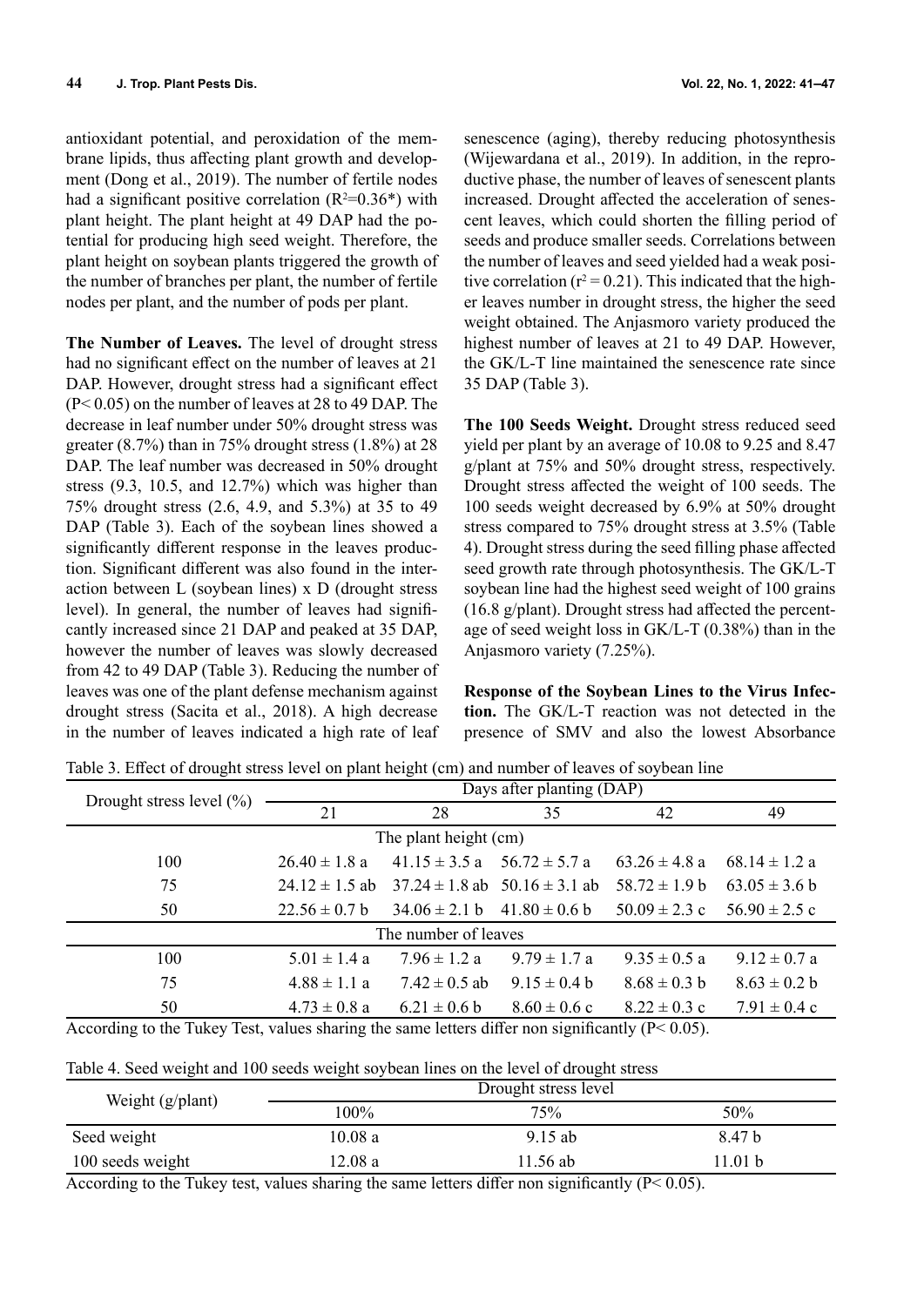antioxidant potential, and peroxidation of the membrane lipids, thus affecting plant growth and development (Dong et al., 2019). The number of fertile nodes had a significant positive correlation ($R^2$=0.36*) with plant height. The plant height at 49 DAP had the potential for producing high seed weight. Therefore, the plant height on soybean plants triggered the growth of the number of branches per plant, the number of fertile nodes per plant, and the number of pods per plant.

**The Number of Leaves.** The level of drought stress had no significant effect on the number of leaves at 21 DAP. However, drought stress had a significant effect ($P < 0.05$) on the number of leaves at 28 to 49 DAP. The decrease in leaf number under 50% drought stress was greater (8.7%) than in 75% drought stress (1.8%) at 28 DAP. The leaf number was decreased in 50% drought stress (9.3, 10.5, and 12.7%) which was higher than 75% drought stress (2.6, 4.9, and 5.3%) at 35 to 49 DAP (Table 3). Each of the soybean lines showed a significantly different response in the leaves production. Significant different was also found in the interaction between L (soybean lines) x D (drought stress level). In general, the number of leaves had significantly increased since 21 DAP and peaked at 35 DAP, however the number of leaves was slowly decreased from 42 to 49 DAP (Table 3). Reducing the number of leaves was one of the plant defense mechanism against drought stress (Sacita et al., 2018). A high decrease in the number of leaves indicated a high rate of leaf senescence (aging), thereby reducing photosynthesis (Wijewardana et al., 2019). In addition, in the reproductive phase, the number of leaves of senescent plants increased. Drought affected the acceleration of senescent leaves, which could shorten the filling period of seeds and produce smaller seeds. Correlations between the number of leaves and seed yielded had a weak positive correlation ($r^2 = 0.21$). This indicated that the higher leaves number in drought stress, the higher the seed weight obtained. The Anjasmoro variety produced the highest number of leaves at 21 to 49 DAP. However, the GK/L-T line maintained the senescence rate since 35 DAP (Table 3).

**The 100 Seeds Weight.** Drought stress reduced seed yield per plant by an average of 10.08 to 9.25 and 8.47 g/plant at 75% and 50% drought stress, respectively. Drought stress affected the weight of 100 seeds. The 100 seeds weight decreased by 6.9% at 50% drought stress compared to 75% drought stress at 3.5% (Table 4). Drought stress during the seed filling phase affected seed growth rate through photosynthesis. The GK/L-T soybean line had the highest seed weight of 100 grains (16.8 g/plant). Drought stress had affected the percentage of seed weight loss in GK/L-T (0.38%) than in the Anjasmoro variety (7.25%).

**Response of the Soybean Lines to the Virus Infection.** The GK/L-T reaction was not detected in the presence of SMV and also the lowest Absorbance

Table 3. Effect of drought stress level on plant height (cm) and number of leaves of soybean line

| Drought stress level (%) | Days after planting (DAP) | | | | |
|---|---|---|---|---|---|
| | 21 | 28 | 35 | 42 | 49 |
| The plant height (cm) | | | | | |
| 100 | 26.40 ± 1.8 a | 41.15 ± 3.5 a | 56.72 ± 5.7 a | 63.26 ± 4.8 a | 68.14 ± 1.2 a |
| 75 | 24.12 ± 1.5 ab | 37.24 ± 1.8 ab | 50.16 ± 3.1 ab | 58.72 ± 1.9 b | 63.05 ± 3.6 b |
| 50 | 22.56 ± 0.7 b | 34.06 ± 2.1 b | 41.80 ± 0.6 b | 50.09 ± 2.3 c | 56.90 ± 2.5 c |
| The number of leaves | | | | | |
| 100 | 5.01 ± 1.4 a | 7.96 ± 1.2 a | 9.79 ± 1.7 a | 9.35 ± 0.5 a | 9.12 ± 0.7 a |
| 75 | 4.88 ± 1.1 a | 7.42 ± 0.5 ab | 9.15 ± 0.4 b | 8.68 ± 0.3 b | 8.63 ± 0.2 b |
| 50 | 4.73 ± 0.8 a | 6.21 ± 0.6 b | 8.60 ± 0.6 c | 8.22 ± 0.3 c | 7.91 ± 0.4 c |

According to the Tukey Test, values sharing the same letters differ non significantly ($P < 0.05$).

Table 4. Seed weight and 100 seeds weight soybean lines on the level of drought stress

| Weight (g/plant) | Drought stress level | | |
|---|---|---|---|
| | 100% | 75% | 50% |
| Seed weight | 10.08 a | 9.15 ab | 8.47 b |
| 100 seeds weight | 12.08 a | 11.56 ab | 11.01 b |

According to the Tukey test, values sharing the same letters differ non significantly ($P < 0.05$).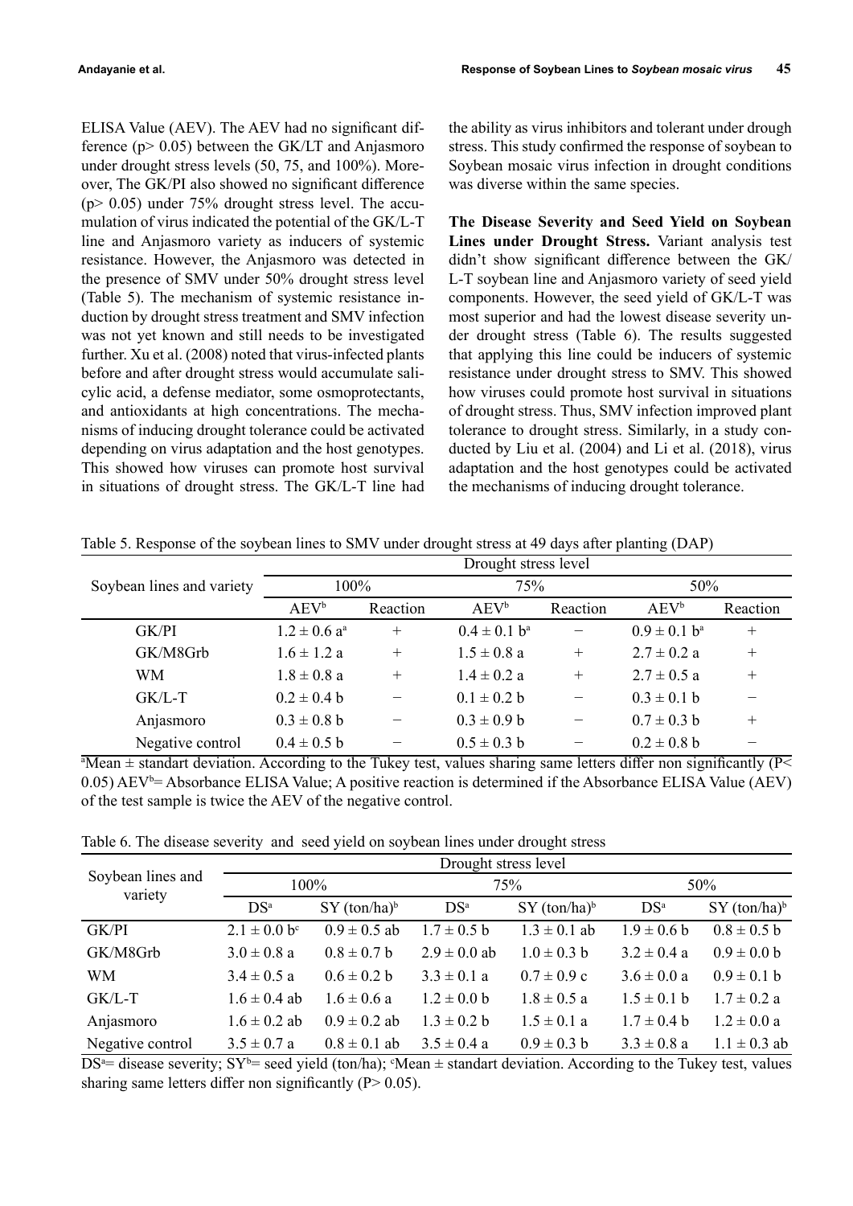ELISA Value (AEV). The AEV had no significant difference (p> 0.05) between the GK/LT and Anjasmoro under drought stress levels (50, 75, and 100%). Moreover, The GK/PI also showed no significant difference (p> 0.05) under 75% drought stress level. The accumulation of virus indicated the potential of the GK/L-T line and Anjasmoro variety as inducers of systemic resistance. However, the Anjasmoro was detected in the presence of SMV under 50% drought stress level (Table 5). The mechanism of systemic resistance induction by drought stress treatment and SMV infection was not yet known and still needs to be investigated further. Xu et al. (2008) noted that virus-infected plants before and after drought stress would accumulate salicylic acid, a defense mediator, some osmoprotectants, and antioxidants at high concentrations. The mechanisms of inducing drought tolerance could be activated depending on virus adaptation and the host genotypes. This showed how viruses can promote host survival in situations of drought stress. The GK/L-T line had the ability as virus inhibitors and tolerant under drough stress. This study confirmed the response of soybean to Soybean mosaic virus infection in drought conditions was diverse within the same species.

**The Disease Severity and Seed Yield on Soybean Lines under Drought Stress.** Variant analysis test didn't show significant difference between the GK/L-T soybean line and Anjasmoro variety of seed yield components. However, the seed yield of GK/L-T was most superior and had the lowest disease severity under drought stress (Table 6). The results suggested that applying this line could be inducers of systemic resistance under drought stress to SMV. This showed how viruses could promote host survival in situations of drought stress. Thus, SMV infection improved plant tolerance to drought stress. Similarly, in a study conducted by Liu et al. (2004) and Li et al. (2018), virus adaptation and the host genotypes could be activated the mechanisms of inducing drought tolerance.

Table 5. Response of the soybean lines to SMV under drought stress at 49 days after planting (DAP)

| Soybean lines and variety | Drought stress level | | | | | |
|---|---|---|---|---|---|---|
| | 100% | | 75% | | 50% | |
| | AEV[b] | Reaction | AEV[b] | Reaction | AEV[b] | Reaction |
| GK/PI | 1.2 ± 0.6 a[a] | + | 0.4 ± 0.1 b[a] | − | 0.9 ± 0.1 b[a] | + |
| GK/M8Grb | 1.6 ± 1.2 a | + | 1.5 ± 0.8 a | + | 2.7 ± 0.2 a | + |
| WM | 1.8 ± 0.8 a | + | 1.4 ± 0.2 a | + | 2.7 ± 0.5 a | + |
| GK/L-T | 0.2 ± 0.4 b | − | 0.1 ± 0.2 b | − | 0.3 ± 0.1 b | − |
| Anjasmoro | 0.3 ± 0.8 b | − | 0.3 ± 0.9 b | − | 0.7 ± 0.3 b | + |
| Negative control | 0.4 ± 0.5 b | − | 0.5 ± 0.3 b | − | 0.2 ± 0.8 b | − |

[a]Mean ± standart deviation. According to the Tukey test, values sharing same letters differ non significantly (P< 0.05) AEV[b]= Absorbance ELISA Value; A positive reaction is determined if the Absorbance ELISA Value (AEV) of the test sample is twice the AEV of the negative control.

Table 6. The disease severity and seed yield on soybean lines under drought stress

| Soybean lines and variety | Drought stress level | | | | | |
|---|---|---|---|---|---|---|
| | 100% | | 75% | | 50% | |
| | DS[a] | SY (ton/ha)[b] | DS[a] | SY (ton/ha)[b] | DS[a] | SY (ton/ha)[b] |
| GK/PI | 2.1 ± 0.0 b[c] | 0.9 ± 0.5 ab | 1.7 ± 0.5 b | 1.3 ± 0.1 ab | 1.9 ± 0.6 b | 0.8 ± 0.5 b |
| GK/M8Grb | 3.0 ± 0.8 a | 0.8 ± 0.7 b | 2.9 ± 0.0 ab | 1.0 ± 0.3 b | 3.2 ± 0.4 a | 0.9 ± 0.0 b |
| WM | 3.4 ± 0.5 a | 0.6 ± 0.2 b | 3.3 ± 0.1 a | 0.7 ± 0.9 c | 3.6 ± 0.0 a | 0.9 ± 0.1 b |
| GK/L-T | 1.6 ± 0.4 ab | 1.6 ± 0.6 a | 1.2 ± 0.0 b | 1.8 ± 0.5 a | 1.5 ± 0.1 b | 1.7 ± 0.2 a |
| Anjasmoro | 1.6 ± 0.2 ab | 0.9 ± 0.2 ab | 1.3 ± 0.2 b | 1.5 ± 0.1 a | 1.7 ± 0.4 b | 1.2 ± 0.0 a |
| Negative control | 3.5 ± 0.7 a | 0.8 ± 0.1 ab | 3.5 ± 0.4 a | 0.9 ± 0.3 b | 3.3 ± 0.8 a | 1.1 ± 0.3 ab |

DS[a]= disease severity; SY[b]= seed yield (ton/ha); [c]Mean ± standart deviation. According to the Tukey test, values sharing same letters differ non significantly (P> 0.05).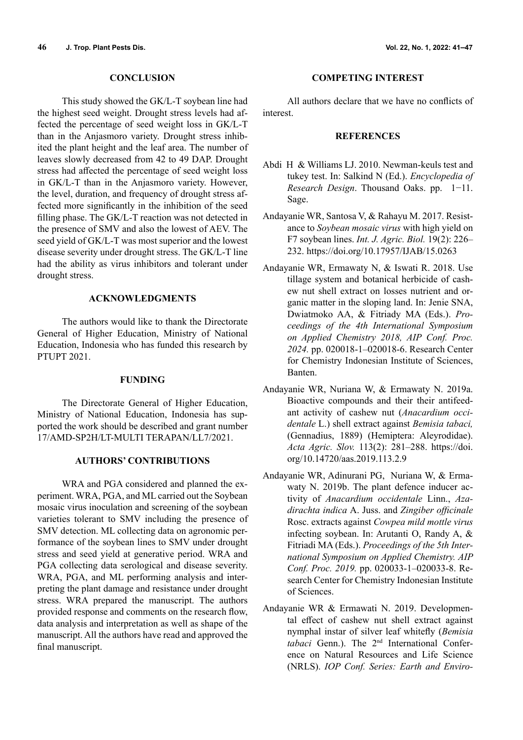## CONCLUSION

This study showed the GK/L-T soybean line had the highest seed weight. Drought stress levels had affected the percentage of seed weight loss in GK/L-T than in the Anjasmoro variety. Drought stress inhibited the plant height and the leaf area. The number of leaves slowly decreased from 42 to 49 DAP. Drought stress had affected the percentage of seed weight loss in GK/L-T than in the Anjasmoro variety. However, the level, duration, and frequency of drought stress affected more significantly in the inhibition of the seed filling phase. The GK/L-T reaction was not detected in the presence of SMV and also the lowest of AEV. The seed yield of GK/L-T was most superior and the lowest disease severity under drought stress. The GK/L-T line had the ability as virus inhibitors and tolerant under drought stress.

## ACKNOWLEDGMENTS

The authors would like to thank the Directorate General of Higher Education, Ministry of National Education, Indonesia who has funded this research by PTUPT 2021.

## FUNDING

The Directorate General of Higher Education, Ministry of National Education, Indonesia has supported the work should be described and grant number 17/AMD-SP2H/LT-MULTI TERAPAN/LL7/2021.

## AUTHORS' CONTRIBUTIONS

WRA and PGA considered and planned the experiment. WRA, PGA, and ML carried out the Soybean mosaic virus inoculation and screening of the soybean varieties tolerant to SMV including the presence of SMV detection. ML collecting data on agronomic performance of the soybean lines to SMV under drought stress and seed yield at generative period. WRA and PGA collecting data serological and disease severity. WRA, PGA, and ML performing analysis and interpreting the plant damage and resistance under drought stress. WRA prepared the manuscript. The authors provided response and comments on the research flow, data analysis and interpretation as well as shape of the manuscript. All the authors have read and approved the final manuscript.

## COMPETING INTEREST

All authors declare that we have no conflicts of interest.

## REFERENCES

Abdi H & Williams LJ. 2010. Newman-keuls test and tukey test. In: Salkind N (Ed.). *Encyclopedia of Research Design*. Thousand Oaks. pp. 1−11. Sage.

Andayanie WR, Santosa V, & Rahayu M. 2017. Resistance to *Soybean mosaic virus* with high yield on F7 soybean lines. *Int. J. Agric. Biol.* 19(2): 226–232. https://doi.org/10.17957/IJAB/15.0263

Andayanie WR, Ermawaty N, & Iswati R. 2018. Use tillage system and botanical herbicide of cashew nut shell extract on losses nutrient and organic matter in the sloping land. In: Jenie SNA, Dwiatmoko AA, & Fitriady MA (Eds.). *Proceedings of the 4th International Symposium on Applied Chemistry 2018, AIP Conf. Proc. 2024.* pp. 020018-1–020018-6. Research Center for Chemistry Indonesian Institute of Sciences, Banten.

Andayanie WR, Nuriana W, & Ermawaty N. 2019a. Bioactive compounds and their their antifeedant activity of cashew nut (*Anacardium occidentale* L.) shell extract against *Bemisia tabaci,* (Gennadius, 1889) (Hemiptera: Aleyrodidae). *Acta Agric. Slov.* 113(2): 281–288. https://doi.org/10.14720/aas.2019.113.2.9

Andayanie WR, Adinurani PG, Nuriana W, & Ermawaty N. 2019b. The plant defence inducer activity of *Anacardium occidentale* Linn., *Azadirachta indica* A. Juss. and *Zingiber officinale* Rosc. extracts against *Cowpea mild mottle virus* infecting soybean. In: Arutanti O, Randy A, & Fitriadi MA (Eds.). *Proceedings of the 5th International Symposium on Applied Chemistry. AIP Conf. Proc. 2019.* pp. 020033-1–020033-8. Research Center for Chemistry Indonesian Institute of Sciences.

Andayanie WR & Ermawati N. 2019. Developmental effect of cashew nut shell extract against nymphal instar of silver leaf whitefly (*Bemisia tabaci* Genn.). The 2nd International Conference on Natural Resources and Life Science (NRLS). *IOP Conf. Series: Earth and Enviro-*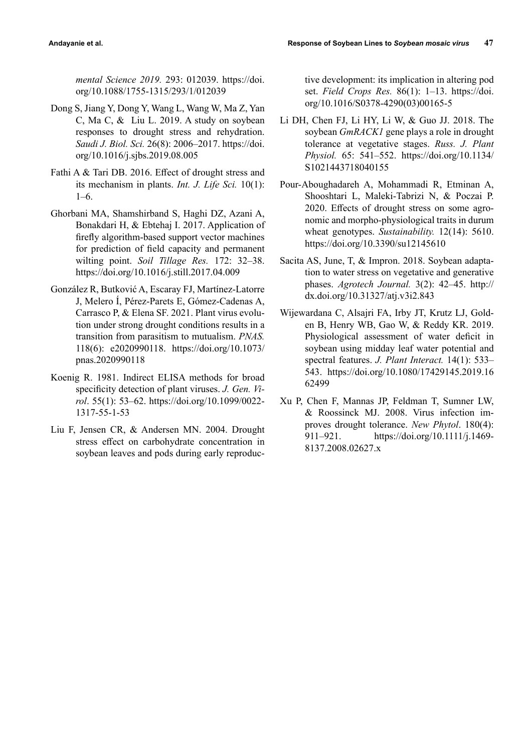*mental Science 2019.* 293: 012039. https://doi.org/10.1088/1755-1315/293/1/012039

Dong S, Jiang Y, Dong Y, Wang L, Wang W, Ma Z, Yan C, Ma C, & Liu L. 2019. A study on soybean responses to drought stress and rehydration. *Saudi J. Biol. Sci.* 26(8): 2006–2017. https://doi.org/10.1016/j.sjbs.2019.08.005

Fathi A & Tari DB. 2016. Effect of drought stress and its mechanism in plants. *Int. J. Life Sci.* 10(1): 1–6.

Ghorbani MA, Shamshirband S, Haghi DZ, Azani A, Bonakdari H, & Ebtehaj I. 2017. Application of firefly algorithm-based support vector machines for prediction of field capacity and permanent wilting point. *Soil Tillage Res.* 172: 32–38. https://doi.org/10.1016/j.still.2017.04.009

González R, Butković A, Escaray FJ, Martínez-Latorre J, Melero Í, Pérez-Parets E, Gómez-Cadenas A, Carrasco P, & Elena SF. 2021. Plant virus evolution under strong drought conditions results in a transition from parasitism to mutualism. *PNAS.* 118(6): e2020990118. https://doi.org/10.1073/pnas.2020990118

Koenig R. 1981. Indirect ELISA methods for broad specificity detection of plant viruses. *J. Gen. Virol*. 55(1): 53–62. https://doi.org/10.1099/0022-1317-55-1-53

Liu F, Jensen CR, & Andersen MN. 2004. Drought stress effect on carbohydrate concentration in soybean leaves and pods during early reproductive development: its implication in altering pod set. *Field Crops Res.* 86(1): 1–13. https://doi.org/10.1016/S0378-4290(03)00165-5

Li DH, Chen FJ, Li HY, Li W, & Guo JJ. 2018. The soybean *GmRACK1* gene plays a role in drought tolerance at vegetative stages. *Russ. J. Plant Physiol.* 65: 541–552. https://doi.org/10.1134/S1021443718040155

Pour-Aboughadareh A, Mohammadi R, Etminan A, Shooshtari L, Maleki-Tabrizi N, & Poczai P. 2020. Effects of drought stress on some agronomic and morpho-physiological traits in durum wheat genotypes. *Sustainability.* 12(14): 5610. https://doi.org/10.3390/su12145610

Sacita AS, June, T, & Impron. 2018. Soybean adaptation to water stress on vegetative and generative phases. *Agrotech Journal.* 3(2): 42–45. http://dx.doi.org/10.31327/atj.v3i2.843

Wijewardana C, Alsajri FA, Irby JT, Krutz LJ, Golden B, Henry WB, Gao W, & Reddy KR. 2019. Physiological assessment of water deficit in soybean using midday leaf water potential and spectral features. *J. Plant Interact.* 14(1): 533–543. https://doi.org/10.1080/17429145.2019.1662499

Xu P, Chen F, Mannas JP, Feldman T, Sumner LW, & Roossinck MJ. 2008. Virus infection improves drought tolerance. *New Phytol*. 180(4): 911–921. https://doi.org/10.1111/j.1469-8137.2008.02627.x